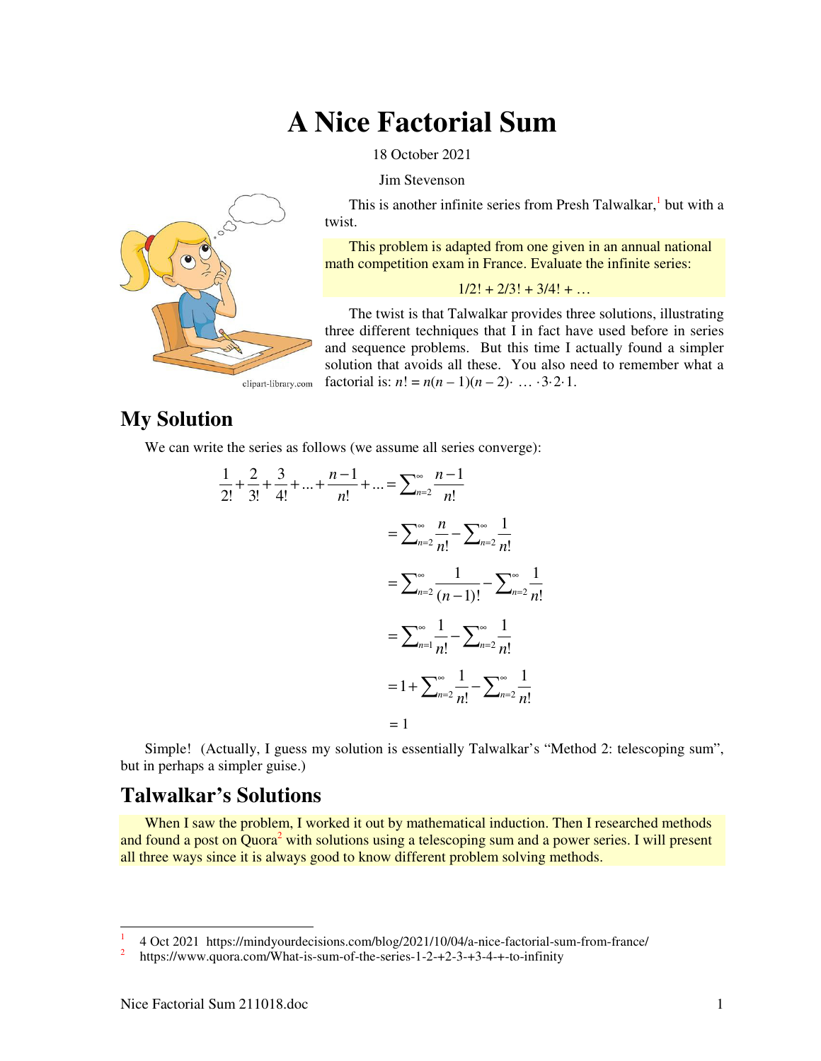# A Nice Factorial Sum

18 October 2021

Jim Stevenson

This is another infinite series from Presh Talwalkar,[1] but with a twist.

> This problem is adapted from one given in an annual national math competition exam in France. Evaluate the infinite series:
>
> 1/2! + 2/3! + 3/4! + …

The twist is that Talwalkar provides three solutions, illustrating three different techniques that I in fact have used before in series and sequence problems. But this time I actually found a simpler solution that avoids all these. You also need to remember what a factorial is: $n! = n(n-1)(n-2)\cdot \ldots \cdot 3\cdot 2\cdot 1$.

## My Solution

We can write the series as follows (we assume all series converge):

$$\frac{1}{2!}+\frac{2}{3!}+\frac{3}{4!}+\ldots+\frac{n-1}{n!}+\ldots=\sum_{n=2}^{\infty}\frac{n-1}{n!}$$

$$=\sum_{n=2}^{\infty}\frac{n}{n!}-\sum_{n=2}^{\infty}\frac{1}{n!}$$

$$=\sum_{n=2}^{\infty}\frac{1}{(n-1)!}-\sum_{n=2}^{\infty}\frac{1}{n!}$$

$$=\sum_{n=1}^{\infty}\frac{1}{n!}-\sum_{n=2}^{\infty}\frac{1}{n!}$$

$$=1+\sum_{n=2}^{\infty}\frac{1}{n!}-\sum_{n=2}^{\infty}\frac{1}{n!}$$

$$=1$$

Simple! (Actually, I guess my solution is essentially Talwalkar's "Method 2: telescoping sum", but in perhaps a simpler guise.)

## Talwalkar's Solutions

> When I saw the problem, I worked it out by mathematical induction. Then I researched methods and found a post on Quora[2] with solutions using a telescoping sum and a power series. I will present all three ways since it is always good to know different problem solving methods.

---

[1] 4 Oct 2021 https://mindyourdecisions.com/blog/2021/10/04/a-nice-factorial-sum-from-france/

[2] https://www.quora.com/What-is-sum-of-the-series-1-2-+2-3-+3-4-+-to-infinity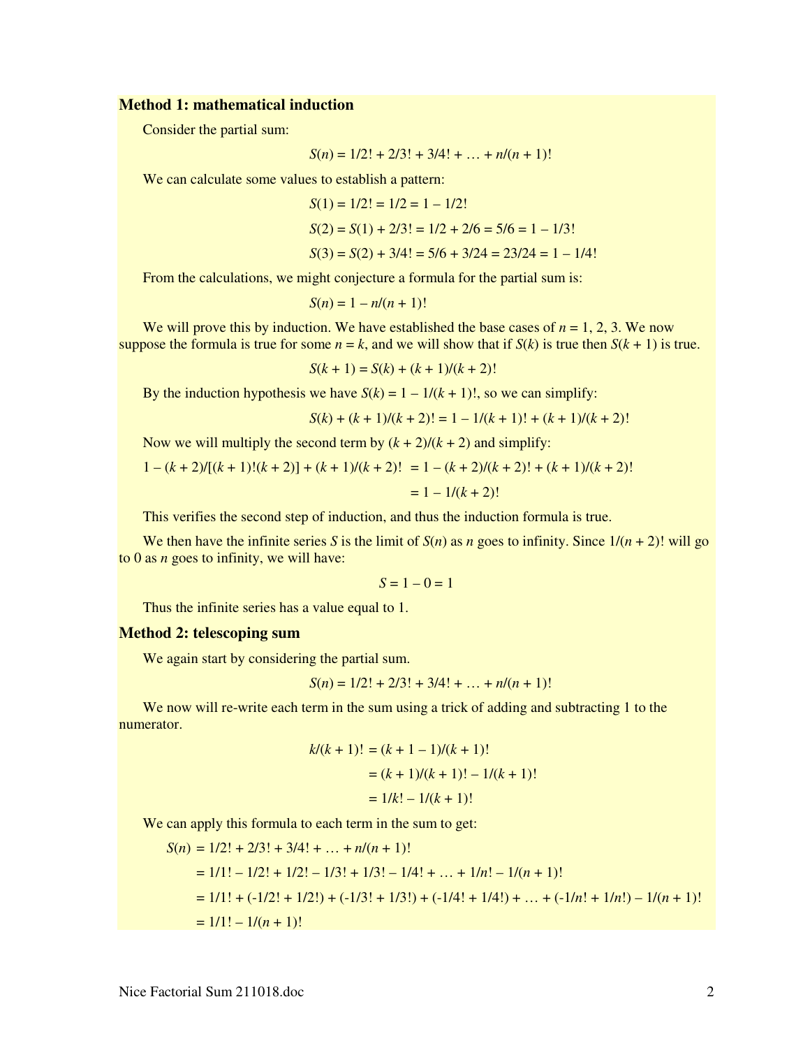**Method 1: mathematical induction**

Consider the partial sum:

$$S(n) = 1/2! + 2/3! + 3/4! + \ldots + n/(n+1)!$$

We can calculate some values to establish a pattern:

$$S(1) = 1/2! = 1/2 = 1 - 1/2!$$

$$S(2) = S(1) + 2/3! = 1/2 + 2/6 = 5/6 = 1 - 1/3!$$

$$S(3) = S(2) + 3/4! = 5/6 + 3/24 = 23/24 = 1 - 1/4!$$

From the calculations, we might conjecture a formula for the partial sum is:

$$S(n) = 1 - n/(n+1)!$$

We will prove this by induction. We have established the base cases of $n = 1, 2, 3$. We now suppose the formula is true for some $n = k$, and we will show that if $S(k)$ is true then $S(k+1)$ is true.

$$S(k+1) = S(k) + (k+1)/(k+2)!$$

By the induction hypothesis we have $S(k) = 1 - 1/(k+1)!$, so we can simplify:

$$S(k) + (k+1)/(k+2)! = 1 - 1/(k+1)! + (k+1)/(k+2)!$$

Now we will multiply the second term by $(k+2)/(k+2)$ and simplify:

$$1 - (k+2)/[(k+1)!(k+2)] + (k+1)/(k+2)! = 1 - (k+2)/(k+2)! + (k+1)/(k+2)!$$

$$= 1 - 1/(k+2)!$$

This verifies the second step of induction, and thus the induction formula is true.

We then have the infinite series $S$ is the limit of $S(n)$ as $n$ goes to infinity. Since $1/(n+2)!$ will go to 0 as $n$ goes to infinity, we will have:

$$S = 1 - 0 = 1$$

Thus the infinite series has a value equal to 1.

**Method 2: telescoping sum**

We again start by considering the partial sum.

$$S(n) = 1/2! + 2/3! + 3/4! + \ldots + n/(n+1)!$$

We now will re-write each term in the sum using a trick of adding and subtracting 1 to the numerator.

$$k/(k+1)! = (k+1-1)/(k+1)!$$

$$= (k+1)/(k+1)! - 1/(k+1)!$$

$$= 1/k! - 1/(k+1)!$$

We can apply this formula to each term in the sum to get:

$$S(n) = 1/2! + 2/3! + 3/4! + \ldots + n/(n+1)!$$

$$= 1/1! - 1/2! + 1/2! - 1/3! + 1/3! - 1/4! + \ldots + 1/n! - 1/(n+1)!$$

$$= 1/1! + (-1/2! + 1/2!) + (-1/3! + 1/3!) + (-1/4! + 1/4!) + \ldots + (-1/n! + 1/n!) - 1/(n+1)!$$

$$= 1/1! - 1/(n+1)!$$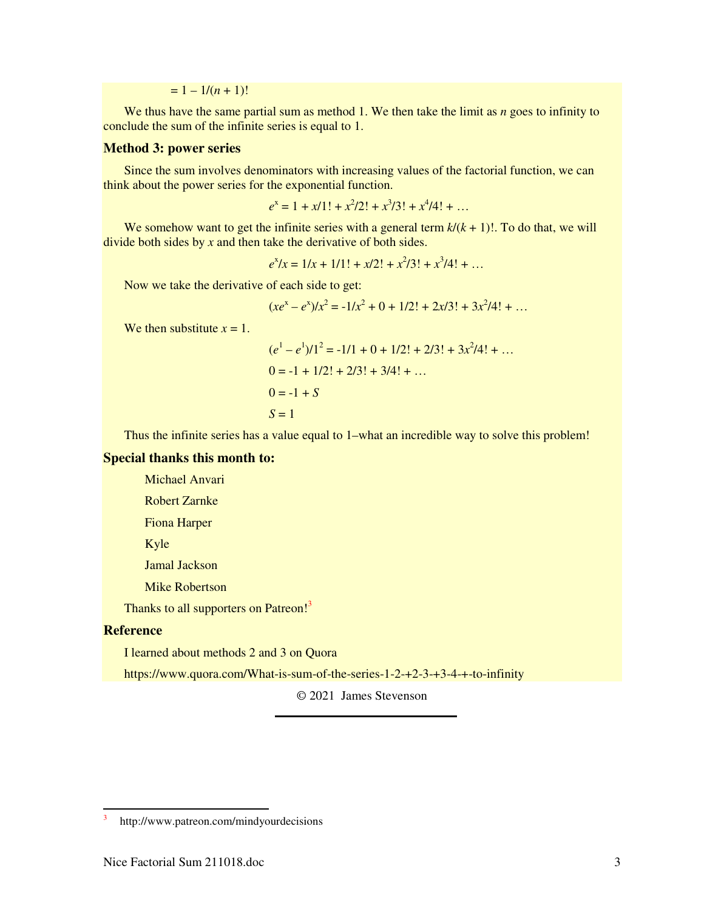$$= 1 - 1/(n + 1)!$$

We thus have the same partial sum as method 1. We then take the limit as $n$ goes to infinity to conclude the sum of the infinite series is equal to 1.

### Method 3: power series

Since the sum involves denominators with increasing values of the factorial function, we can think about the power series for the exponential function.

$$e^x = 1 + x/1! + x^2/2! + x^3/3! + x^4/4! + \ldots$$

We somehow want to get the infinite series with a general term $k/(k + 1)!$. To do that, we will divide both sides by $x$ and then take the derivative of both sides.

$$e^x/x = 1/x + 1/1! + x/2! + x^2/3! + x^3/4! + \ldots$$

Now we take the derivative of each side to get:

$$(xe^x - e^x)/x^2 = -1/x^2 + 0 + 1/2! + 2x/3! + 3x^2/4! + \ldots$$

We then substitute $x = 1$.

$$(e^1 - e^1)/1^2 = -1/1 + 0 + 1/2! + 2/3! + 3x^2/4! + \ldots$$

$$0 = -1 + 1/2! + 2/3! + 3/4! + \ldots$$

$$0 = -1 + S$$

$$S = 1$$

Thus the infinite series has a value equal to 1–what an incredible way to solve this problem!

### Special thanks this month to:

Michael Anvari

Robert Zarnke

Fiona Harper

Kyle

Jamal Jackson

Mike Robertson

Thanks to all supporters on Patreon![3]

### Reference

I learned about methods 2 and 3 on Quora

https://www.quora.com/What-is-sum-of-the-series-1-2-+2-3-+3-4-+-to-infinity

© 2021 James Stevenson

---

[3] http://www.patreon.com/mindyourdecisions